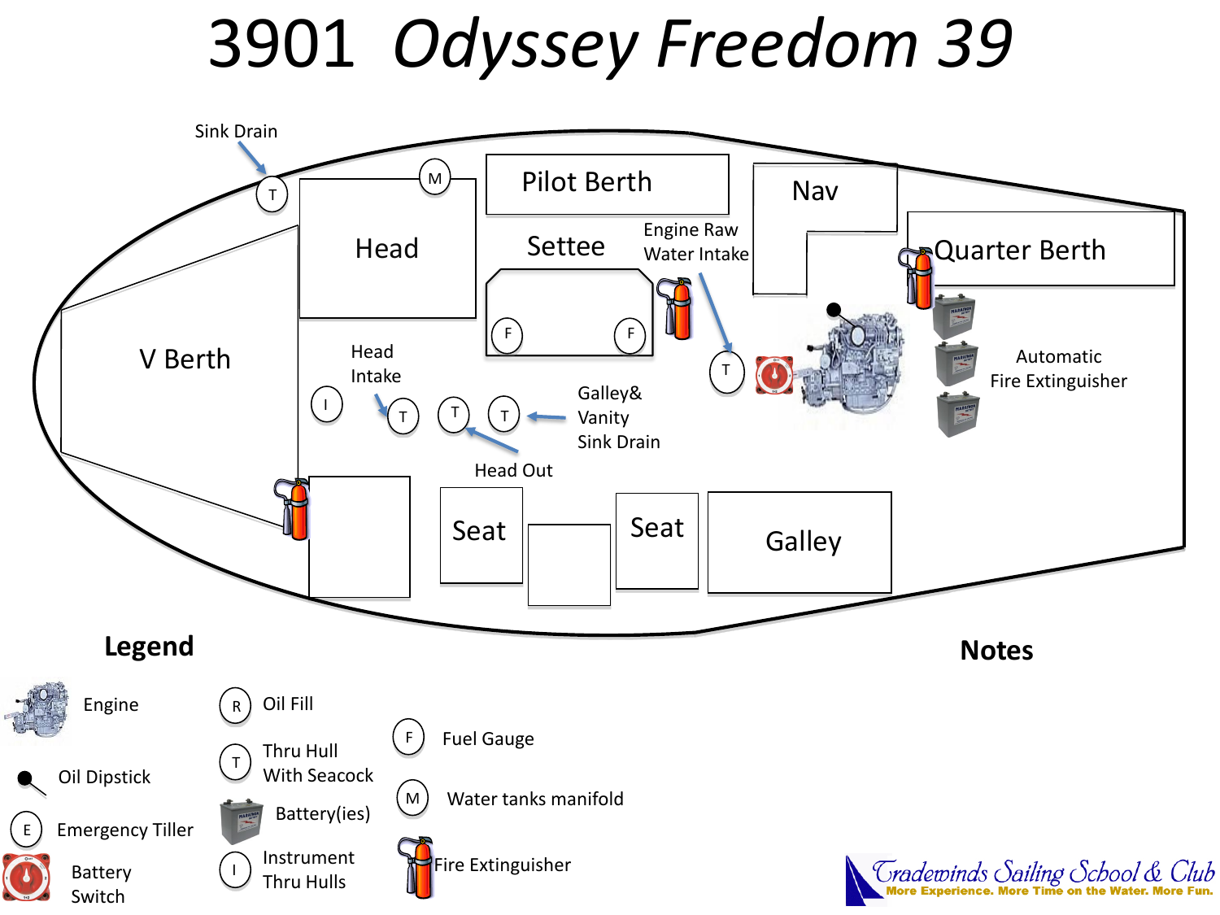# 3901 *Odyssey Freedom 39*

Sink Drain

T

M

Head

Pilot Berth

Settee

Engine Raw Water Intake

Nav

Quarter Berth

V Berth

F F

Head Intake

I

T

T

T

Galley& Vanity Sink Drain

T

Automatic Fire Extinguisher

Head Out

Seat

Seat

Galley

## Legend

Engine

Oil Dipstick

E Emergency Tiller

Battery Switch

R Oil Fill

T Thru Hull With Seacock

Battery(ies)

I Instrument Thru Hulls

F Fuel Gauge

M Water tanks manifold

Fire Extinguisher

## Notes

Tradewinds Sailing School & Club
More Experience. More Time on the Water. More Fun.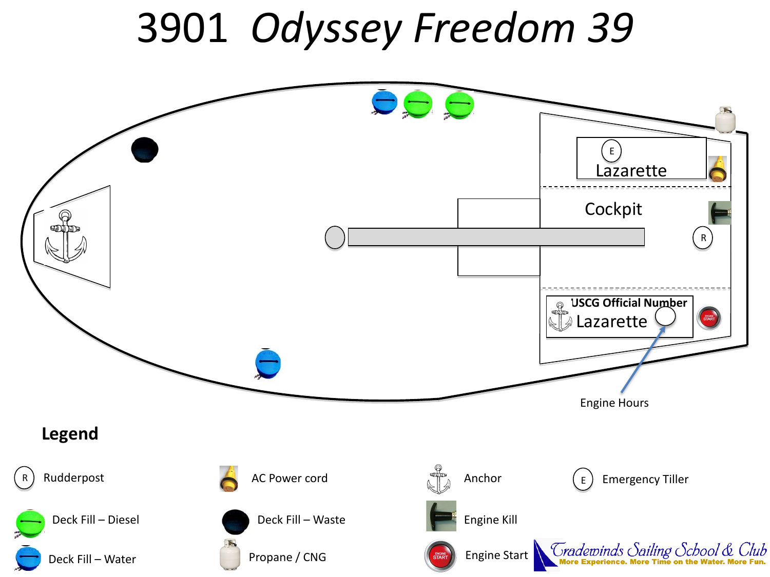# 3901 *Odyssey Freedom 39*

E
Lazarette

Cockpit

R

USCG Official Number
Lazarette

Engine Hours

**Legend**

- R – Rudderpost
- AC Power cord
- Anchor
- E – Emergency Tiller
- Deck Fill – Diesel
- Deck Fill – Waste
- Engine Kill
- Deck Fill – Water
- Propane / CNG
- Engine Start

Tradewinds Sailing School & Club
More Experience. More Time on the Water. More Fun.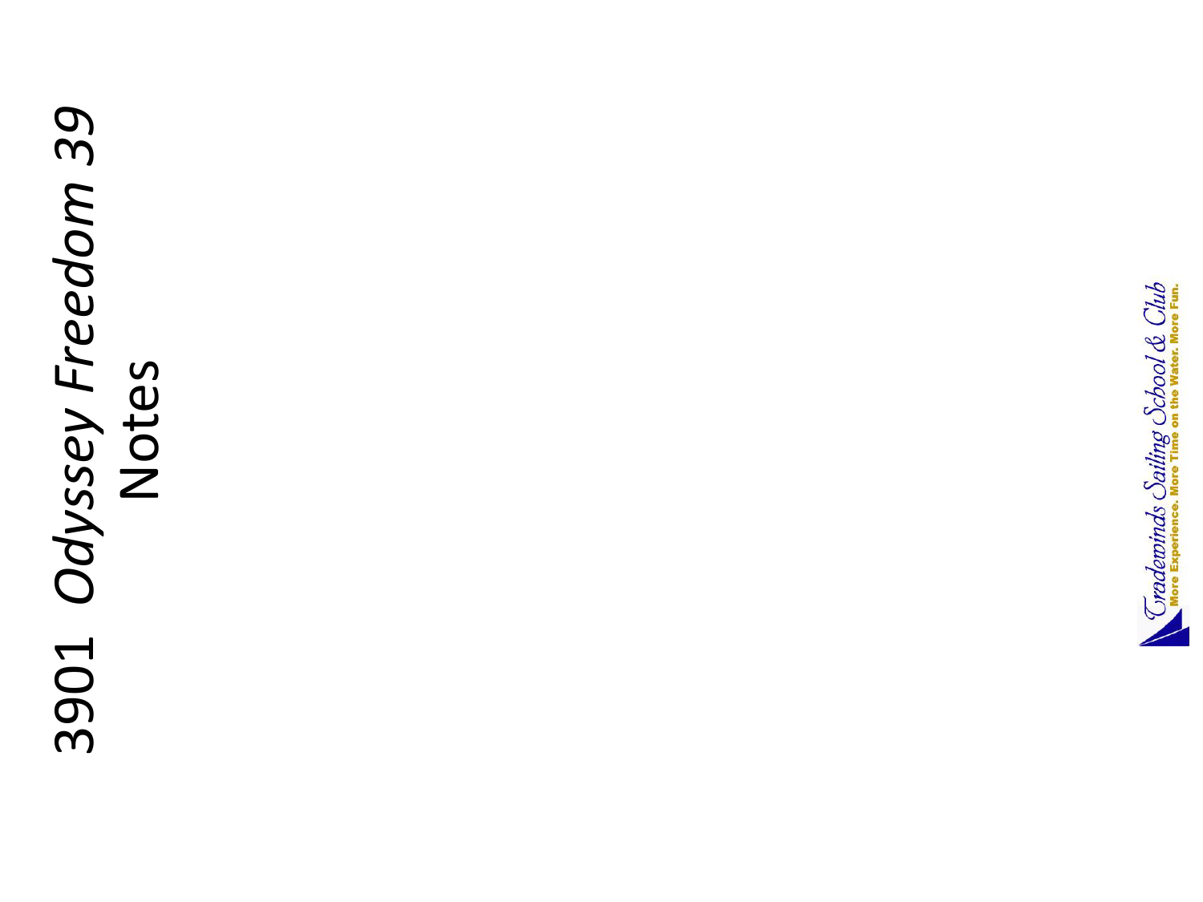# 3901 *Odyssey Freedom 39*
# Notes

*Tradewinds Sailing School & Club*
More Experience. More Time on the Water. More Fun.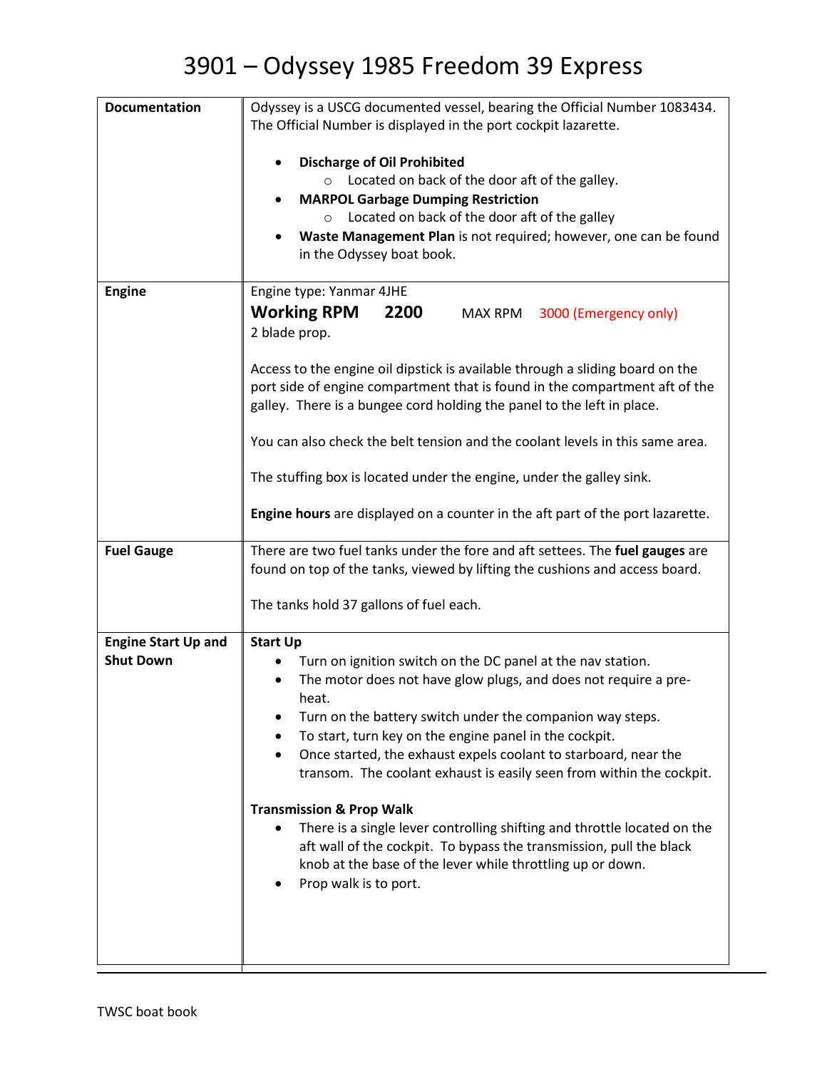# 3901 – Odyssey 1985 Freedom 39 Express

| | |
|---|---|
| **Documentation** | Odyssey is a USCG documented vessel, bearing the Official Number 1083434. The Official Number is displayed in the port cockpit lazarette.<br><br>• **Discharge of Oil Prohibited**<br>&nbsp;&nbsp;&nbsp;&nbsp;○ Located on back of the door aft of the galley.<br>• **MARPOL Garbage Dumping Restriction**<br>&nbsp;&nbsp;&nbsp;&nbsp;○ Located on back of the door aft of the galley<br>• **Waste Management Plan** is not required; however, one can be found in the Odyssey boat book. |
| **Engine** | Engine type: Yanmar 4JHE<br>**Working RPM 2200** MAX RPM 3000 (Emergency only)<br>2 blade prop.<br><br>Access to the engine oil dipstick is available through a sliding board on the port side of engine compartment that is found in the compartment aft of the galley. There is a bungee cord holding the panel to the left in place.<br><br>You can also check the belt tension and the coolant levels in this same area.<br><br>The stuffing box is located under the engine, under the galley sink.<br><br>**Engine hours** are displayed on a counter in the aft part of the port lazarette. |
| **Fuel Gauge** | There are two fuel tanks under the fore and aft settees. The **fuel gauges** are found on top of the tanks, viewed by lifting the cushions and access board.<br><br>The tanks hold 37 gallons of fuel each. |
| **Engine Start Up and Shut Down** | **Start Up**<br>• Turn on ignition switch on the DC panel at the nav station.<br>• The motor does not have glow plugs, and does not require a pre-heat.<br>• Turn on the battery switch under the companion way steps.<br>• To start, turn key on the engine panel in the cockpit.<br>• Once started, the exhaust expels coolant to starboard, near the transom. The coolant exhaust is easily seen from within the cockpit.<br><br>**Transmission & Prop Walk**<br>• There is a single lever controlling shifting and throttle located on the aft wall of the cockpit. To bypass the transmission, pull the black knob at the base of the lever while throttling up or down.<br>• Prop walk is to port. |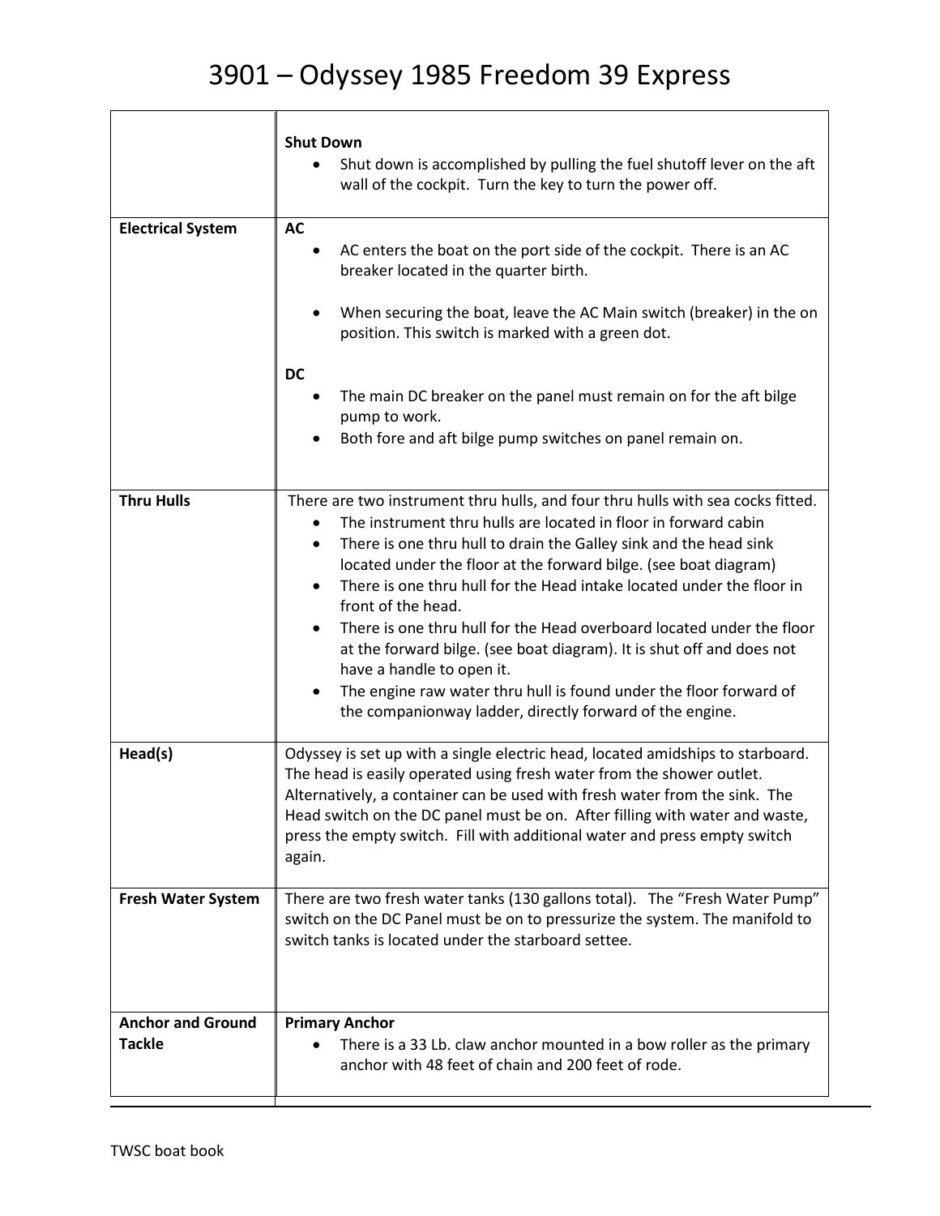# 3901 – Odyssey 1985 Freedom 39 Express

| | |
|---|---|
| | **Shut Down**<br>• Shut down is accomplished by pulling the fuel shutoff lever on the aft wall of the cockpit. Turn the key to turn the power off. |
| **Electrical System** | **AC**<br>• AC enters the boat on the port side of the cockpit. There is an AC breaker located in the quarter birth.<br>• When securing the boat, leave the AC Main switch (breaker) in the on position. This switch is marked with a green dot.<br>**DC**<br>• The main DC breaker on the panel must remain on for the aft bilge pump to work.<br>• Both fore and aft bilge pump switches on panel remain on. |
| **Thru Hulls** | There are two instrument thru hulls, and four thru hulls with sea cocks fitted.<br>• The instrument thru hulls are located in floor in forward cabin<br>• There is one thru hull to drain the Galley sink and the head sink located under the floor at the forward bilge. (see boat diagram)<br>• There is one thru hull for the Head intake located under the floor in front of the head.<br>• There is one thru hull for the Head overboard located under the floor at the forward bilge. (see boat diagram). It is shut off and does not have a handle to open it.<br>• The engine raw water thru hull is found under the floor forward of the companionway ladder, directly forward of the engine. |
| **Head(s)** | Odyssey is set up with a single electric head, located amidships to starboard. The head is easily operated using fresh water from the shower outlet. Alternatively, a container can be used with fresh water from the sink. The Head switch on the DC panel must be on. After filling with water and waste, press the empty switch. Fill with additional water and press empty switch again. |
| **Fresh Water System** | There are two fresh water tanks (130 gallons total). The "Fresh Water Pump" switch on the DC Panel must be on to pressurize the system. The manifold to switch tanks is located under the starboard settee. |
| **Anchor and Ground Tackle** | **Primary Anchor**<br>• There is a 33 Lb. claw anchor mounted in a bow roller as the primary anchor with 48 feet of chain and 200 feet of rode. |

TWSC boat book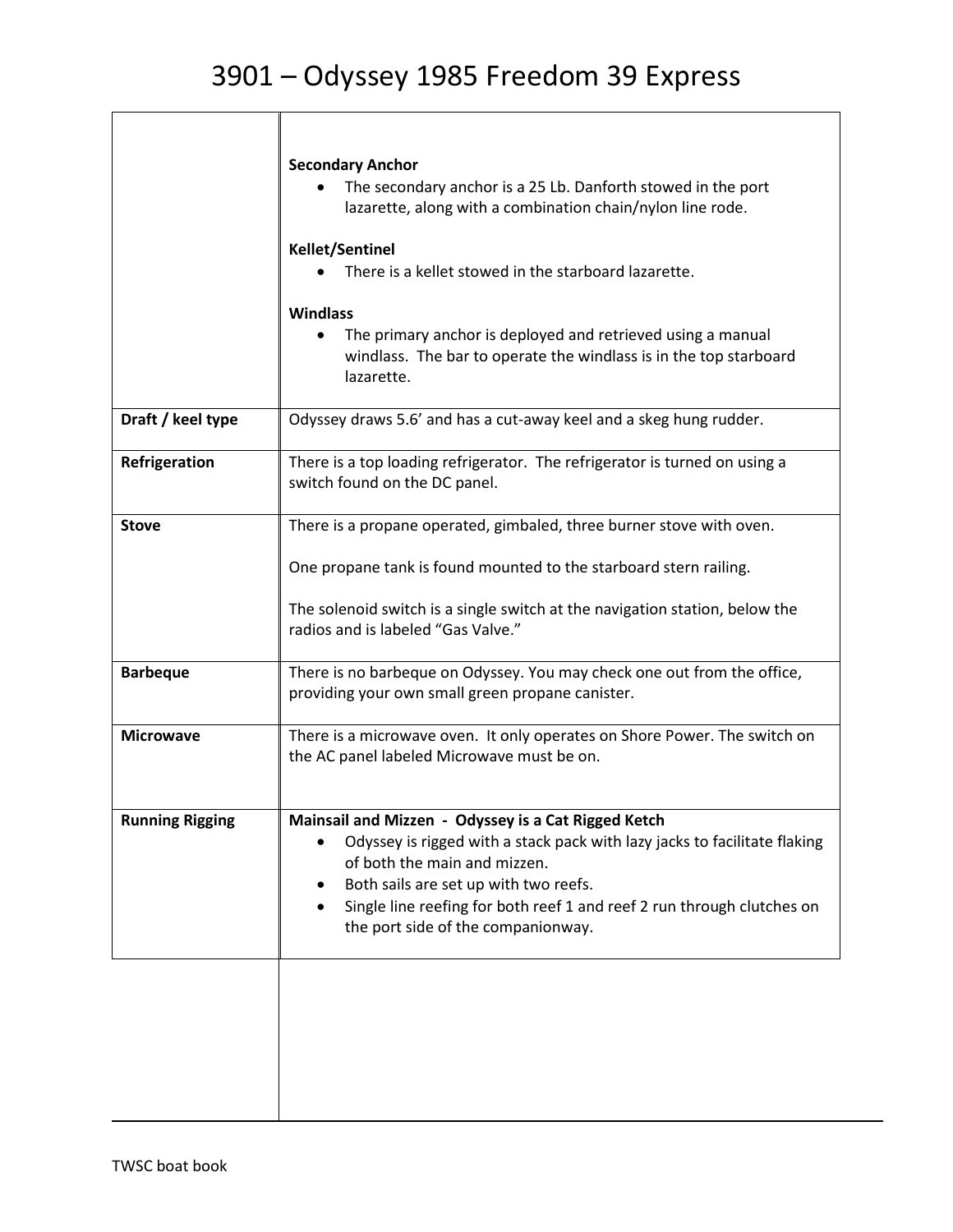# 3901 – Odyssey 1985 Freedom 39 Express

| | |
|---|---|
| | **Secondary Anchor**<br>• The secondary anchor is a 25 Lb. Danforth stowed in the port lazarette, along with a combination chain/nylon line rode.<br><br>**Kellet/Sentinel**<br>• There is a kellet stowed in the starboard lazarette.<br><br>**Windlass**<br>• The primary anchor is deployed and retrieved using a manual windlass. The bar to operate the windlass is in the top starboard lazarette. |
| **Draft / keel type** | Odyssey draws 5.6' and has a cut-away keel and a skeg hung rudder. |
| **Refrigeration** | There is a top loading refrigerator. The refrigerator is turned on using a switch found on the DC panel. |
| **Stove** | There is a propane operated, gimbaled, three burner stove with oven.<br><br>One propane tank is found mounted to the starboard stern railing.<br><br>The solenoid switch is a single switch at the navigation station, below the radios and is labeled "Gas Valve." |
| **Barbeque** | There is no barbeque on Odyssey. You may check one out from the office, providing your own small green propane canister. |
| **Microwave** | There is a microwave oven. It only operates on Shore Power. The switch on the AC panel labeled Microwave must be on. |
| **Running Rigging** | **Mainsail and Mizzen - Odyssey is a Cat Rigged Ketch**<br>• Odyssey is rigged with a stack pack with lazy jacks to facilitate flaking of both the main and mizzen.<br>• Both sails are set up with two reefs.<br>• Single line reefing for both reef 1 and reef 2 run through clutches on the port side of the companionway. |